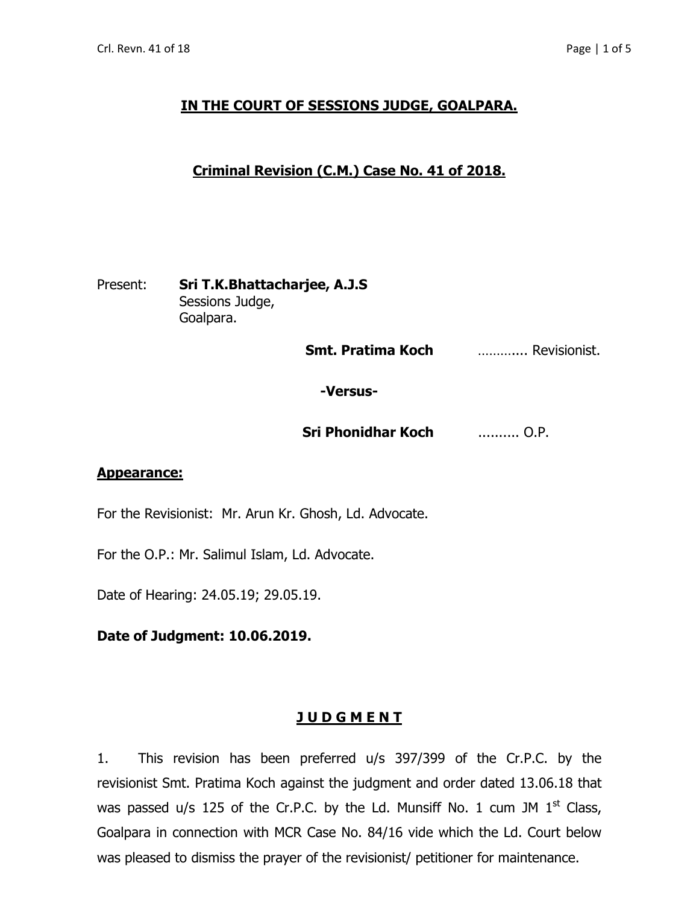# IN THE COURT OF SESSIONS JUDGE, GOALPARA.

## Criminal Revision (C.M.) Case No. 41 of 2018.

Present: **Sri T.K.Bhattacharjee, A.J.S**
Sessions Judge,
Goalpara.

**Smt. Pratima Koch** ………... Revisionist.

**-Versus-**

**Sri Phonidhar Koch** ......... O.P.

**Appearance:**

For the Revisionist: Mr. Arun Kr. Ghosh, Ld. Advocate.

For the O.P.: Mr. Salimul Islam, Ld. Advocate.

Date of Hearing: 24.05.19; 29.05.19.

**Date of Judgment: 10.06.2019.**

## J U D G M E N T

1. This revision has been preferred u/s 397/399 of the Cr.P.C. by the revisionist Smt. Pratima Koch against the judgment and order dated 13.06.18 that was passed u/s 125 of the Cr.P.C. by the Ld. Munsiff No. 1 cum JM 1st Class, Goalpara in connection with MCR Case No. 84/16 vide which the Ld. Court below was pleased to dismiss the prayer of the revisionist/ petitioner for maintenance.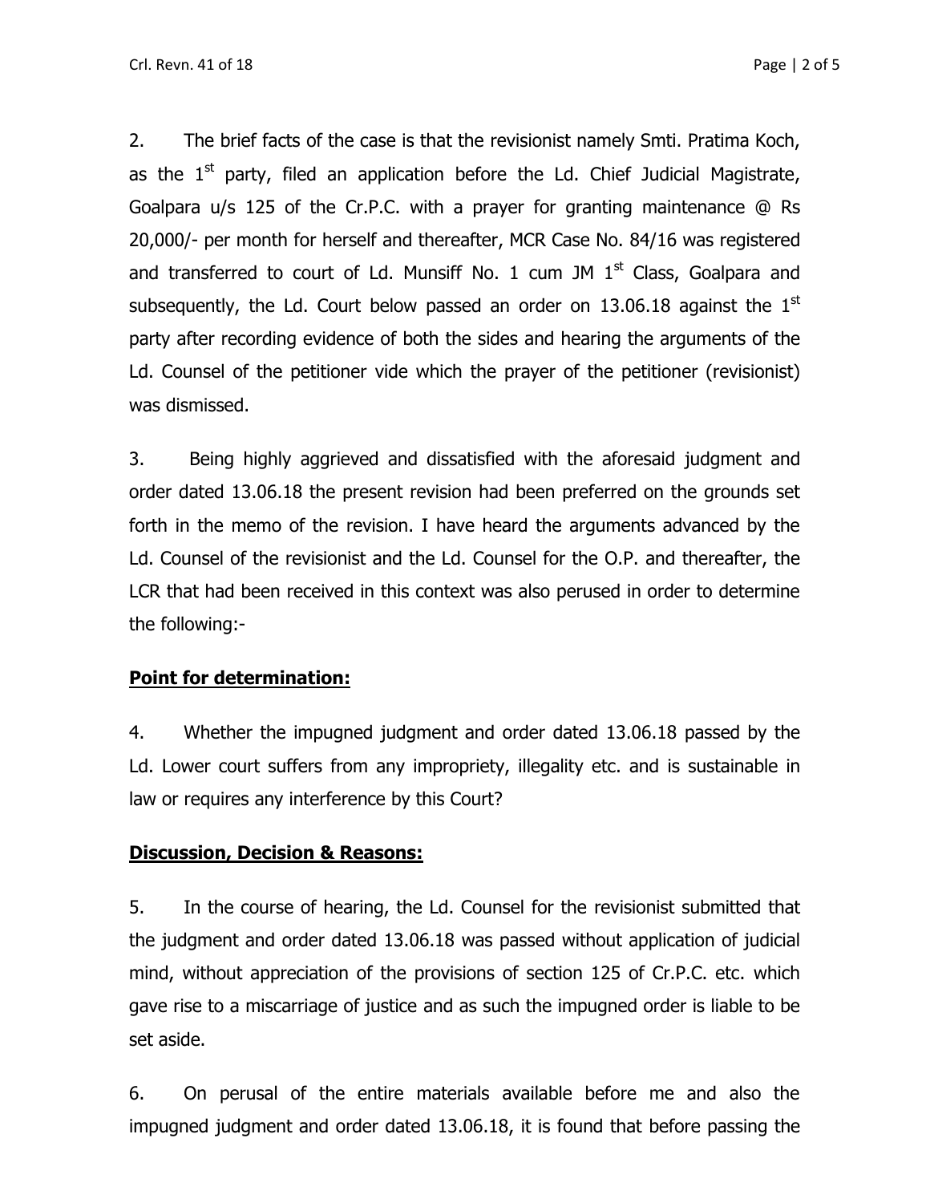2. The brief facts of the case is that the revisionist namely Smti. Pratima Koch, as the 1st party, filed an application before the Ld. Chief Judicial Magistrate, Goalpara u/s 125 of the Cr.P.C. with a prayer for granting maintenance @ Rs 20,000/- per month for herself and thereafter, MCR Case No. 84/16 was registered and transferred to court of Ld. Munsiff No. 1 cum JM 1st Class, Goalpara and subsequently, the Ld. Court below passed an order on 13.06.18 against the 1st party after recording evidence of both the sides and hearing the arguments of the Ld. Counsel of the petitioner vide which the prayer of the petitioner (revisionist) was dismissed.

3. Being highly aggrieved and dissatisfied with the aforesaid judgment and order dated 13.06.18 the present revision had been preferred on the grounds set forth in the memo of the revision. I have heard the arguments advanced by the Ld. Counsel of the revisionist and the Ld. Counsel for the O.P. and thereafter, the LCR that had been received in this context was also perused in order to determine the following:-

**Point for determination:**

4. Whether the impugned judgment and order dated 13.06.18 passed by the Ld. Lower court suffers from any impropriety, illegality etc. and is sustainable in law or requires any interference by this Court?

**Discussion, Decision & Reasons:**

5. In the course of hearing, the Ld. Counsel for the revisionist submitted that the judgment and order dated 13.06.18 was passed without application of judicial mind, without appreciation of the provisions of section 125 of Cr.P.C. etc. which gave rise to a miscarriage of justice and as such the impugned order is liable to be set aside.

6. On perusal of the entire materials available before me and also the impugned judgment and order dated 13.06.18, it is found that before passing the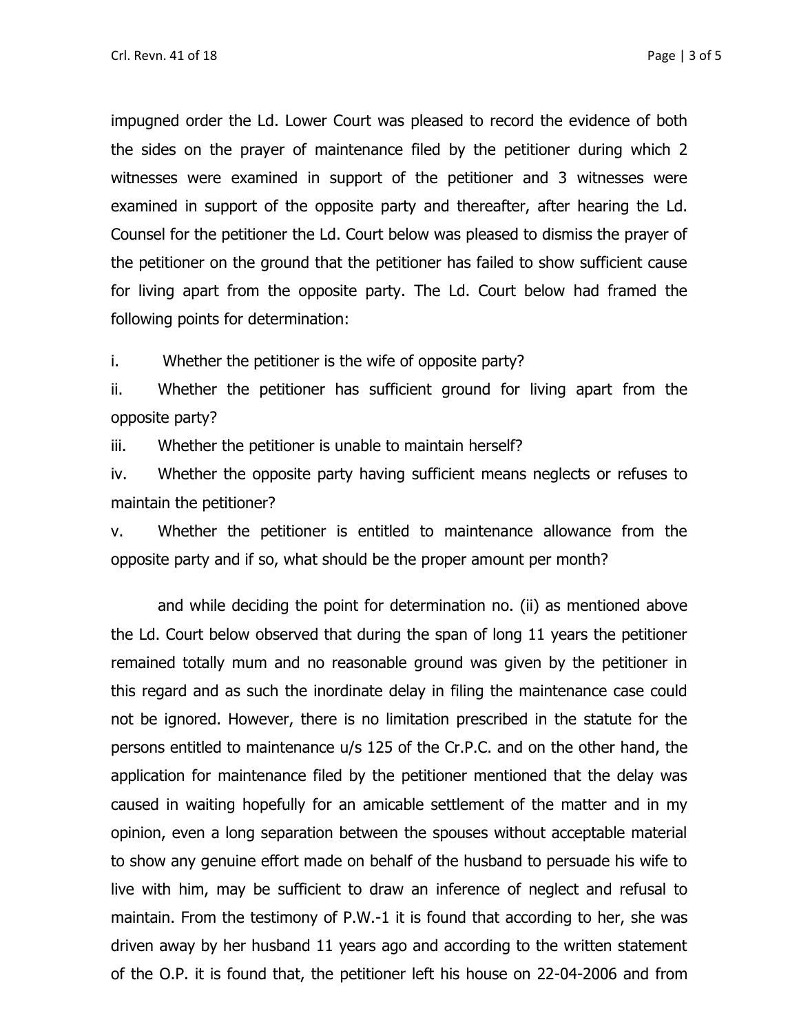impugned order the Ld. Lower Court was pleased to record the evidence of both the sides on the prayer of maintenance filed by the petitioner during which 2 witnesses were examined in support of the petitioner and 3 witnesses were examined in support of the opposite party and thereafter, after hearing the Ld. Counsel for the petitioner the Ld. Court below was pleased to dismiss the prayer of the petitioner on the ground that the petitioner has failed to show sufficient cause for living apart from the opposite party. The Ld. Court below had framed the following points for determination:

i. Whether the petitioner is the wife of opposite party?

ii. Whether the petitioner has sufficient ground for living apart from the opposite party?

iii. Whether the petitioner is unable to maintain herself?

iv. Whether the opposite party having sufficient means neglects or refuses to maintain the petitioner?

v. Whether the petitioner is entitled to maintenance allowance from the opposite party and if so, what should be the proper amount per month?

and while deciding the point for determination no. (ii) as mentioned above the Ld. Court below observed that during the span of long 11 years the petitioner remained totally mum and no reasonable ground was given by the petitioner in this regard and as such the inordinate delay in filing the maintenance case could not be ignored. However, there is no limitation prescribed in the statute for the persons entitled to maintenance u/s 125 of the Cr.P.C. and on the other hand, the application for maintenance filed by the petitioner mentioned that the delay was caused in waiting hopefully for an amicable settlement of the matter and in my opinion, even a long separation between the spouses without acceptable material to show any genuine effort made on behalf of the husband to persuade his wife to live with him, may be sufficient to draw an inference of neglect and refusal to maintain. From the testimony of P.W.-1 it is found that according to her, she was driven away by her husband 11 years ago and according to the written statement of the O.P. it is found that, the petitioner left his house on 22-04-2006 and from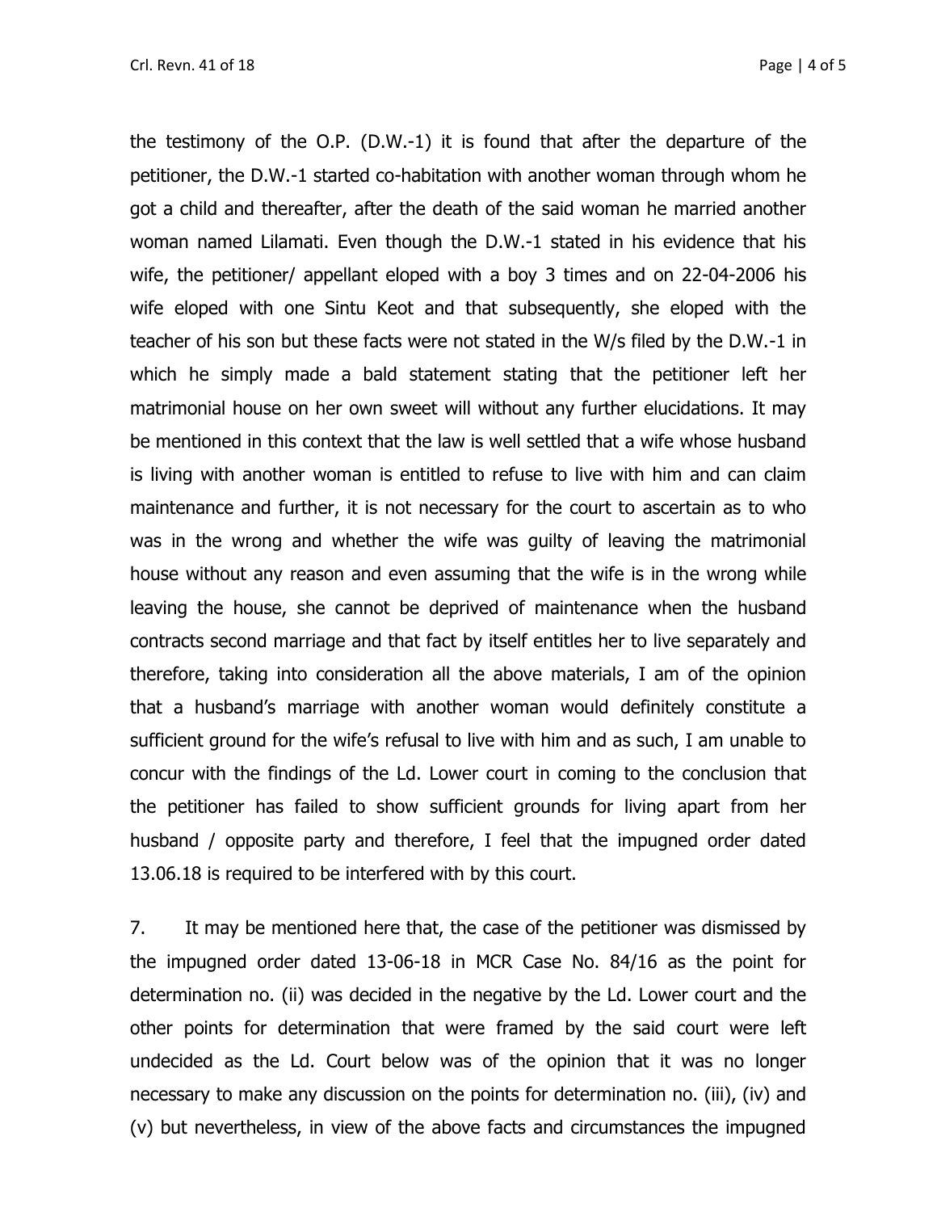the testimony of the O.P. (D.W.-1) it is found that after the departure of the petitioner, the D.W.-1 started co-habitation with another woman through whom he got a child and thereafter, after the death of the said woman he married another woman named Lilamati. Even though the D.W.-1 stated in his evidence that his wife, the petitioner/ appellant eloped with a boy 3 times and on 22-04-2006 his wife eloped with one Sintu Keot and that subsequently, she eloped with the teacher of his son but these facts were not stated in the W/s filed by the D.W.-1 in which he simply made a bald statement stating that the petitioner left her matrimonial house on her own sweet will without any further elucidations. It may be mentioned in this context that the law is well settled that a wife whose husband is living with another woman is entitled to refuse to live with him and can claim maintenance and further, it is not necessary for the court to ascertain as to who was in the wrong and whether the wife was guilty of leaving the matrimonial house without any reason and even assuming that the wife is in the wrong while leaving the house, she cannot be deprived of maintenance when the husband contracts second marriage and that fact by itself entitles her to live separately and therefore, taking into consideration all the above materials, I am of the opinion that a husband's marriage with another woman would definitely constitute a sufficient ground for the wife's refusal to live with him and as such, I am unable to concur with the findings of the Ld. Lower court in coming to the conclusion that the petitioner has failed to show sufficient grounds for living apart from her husband / opposite party and therefore, I feel that the impugned order dated 13.06.18 is required to be interfered with by this court.

7. It may be mentioned here that, the case of the petitioner was dismissed by the impugned order dated 13-06-18 in MCR Case No. 84/16 as the point for determination no. (ii) was decided in the negative by the Ld. Lower court and the other points for determination that were framed by the said court were left undecided as the Ld. Court below was of the opinion that it was no longer necessary to make any discussion on the points for determination no. (iii), (iv) and (v) but nevertheless, in view of the above facts and circumstances the impugned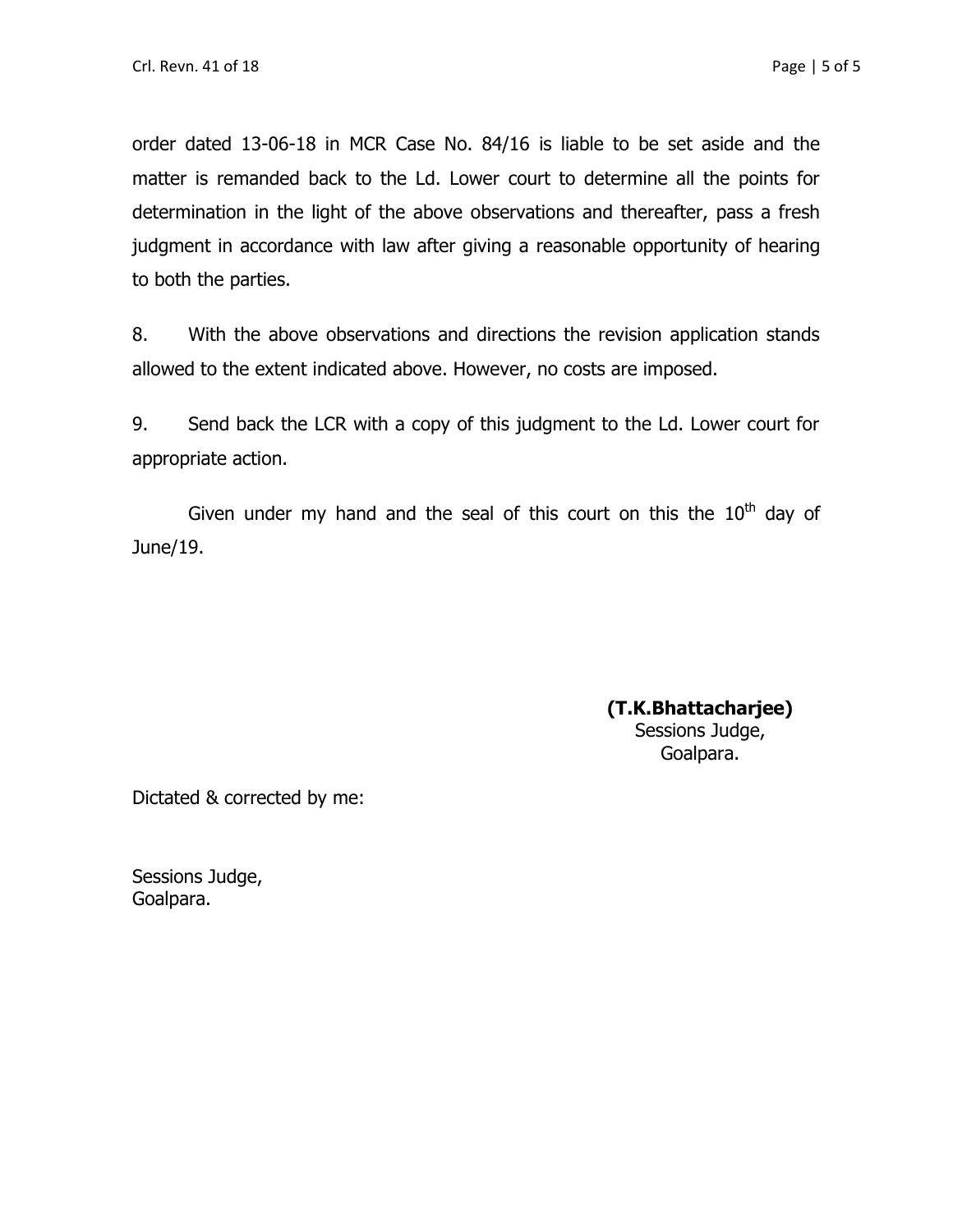order dated 13-06-18 in MCR Case No. 84/16 is liable to be set aside and the matter is remanded back to the Ld. Lower court to determine all the points for determination in the light of the above observations and thereafter, pass a fresh judgment in accordance with law after giving a reasonable opportunity of hearing to both the parties.

8. With the above observations and directions the revision application stands allowed to the extent indicated above. However, no costs are imposed.

9. Send back the LCR with a copy of this judgment to the Ld. Lower court for appropriate action.

Given under my hand and the seal of this court on this the 10th day of June/19.

**(T.K.Bhattacharjee)**
Sessions Judge,
Goalpara.

Dictated & corrected by me:

Sessions Judge,
Goalpara.